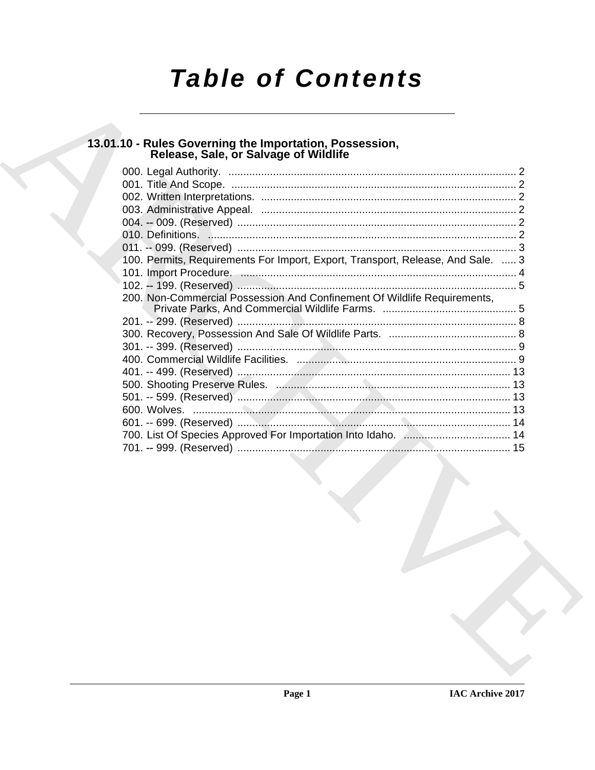# Table of Contents

## 13.01.10 - Rules Governing the Importation, Possession, Release, Sale, or Salvage of Wildlife

000. Legal Authority. ........................................................................................ 2
001. Title And Scope. ........................................................................................ 2
002. Written Interpretations. ............................................................................. 2
003. Administrative Appeal. ............................................................................. 2
004. -- 009. (Reserved) ..................................................................................... 2
010. Definitions. ............................................................................................... 2
011. -- 099. (Reserved) ..................................................................................... 3
100. Permits, Requirements For Import, Export, Transport, Release, And Sale. ..... 3
101. Import Procedure. ..................................................................................... 4
102. -- 199. (Reserved) ..................................................................................... 5
200. Non-Commercial Possession And Confinement Of Wildlife Requirements, Private Parks, And Commercial Wildlife Farms. ............................................. 5
201. -- 299. (Reserved) ..................................................................................... 8
300. Recovery, Possession And Sale Of Wildlife Parts. ........................................... 8
301. -- 399. (Reserved) ..................................................................................... 9
400. Commercial Wildlife Facilities. .................................................................... 9
401. -- 499. (Reserved) ..................................................................................... 13
500. Shooting Preserve Rules. ............................................................................ 13
501. -- 599. (Reserved) ..................................................................................... 13
600. Wolves. ..................................................................................................... 13
601. -- 699. (Reserved) ..................................................................................... 14
700. List Of Species Approved For Importation Into Idaho. .................................... 14
701. -- 999. (Reserved) ..................................................................................... 15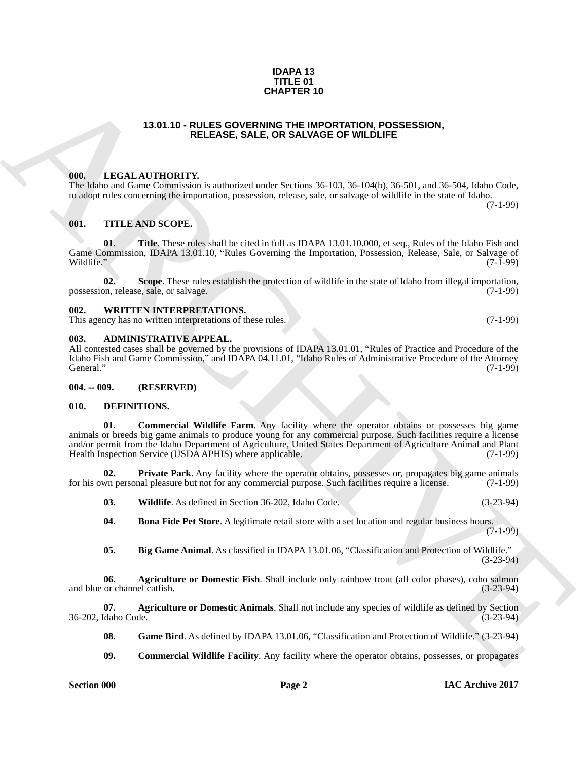**IDAPA 13**
**TITLE 01**
**CHAPTER 10**

## 13.01.10 - RULES GOVERNING THE IMPORTATION, POSSESSION, RELEASE, SALE, OR SALVAGE OF WILDLIFE

### 000. LEGAL AUTHORITY.

The Idaho and Game Commission is authorized under Sections 36-103, 36-104(b), 36-501, and 36-504, Idaho Code, to adopt rules concerning the importation, possession, release, sale, or salvage of wildlife in the state of Idaho. (7-1-99)

### 001. TITLE AND SCOPE.

**01. Title**. These rules shall be cited in full as IDAPA 13.01.10.000, et seq., Rules of the Idaho Fish and Game Commission, IDAPA 13.01.10, "Rules Governing the Importation, Possession, Release, Sale, or Salvage of Wildlife." (7-1-99)

**02. Scope**. These rules establish the protection of wildlife in the state of Idaho from illegal importation, possession, release, sale, or salvage. (7-1-99)

### 002. WRITTEN INTERPRETATIONS.

This agency has no written interpretations of these rules. (7-1-99)

### 003. ADMINISTRATIVE APPEAL.

All contested cases shall be governed by the provisions of IDAPA 13.01.01, "Rules of Practice and Procedure of the Idaho Fish and Game Commission," and IDAPA 04.11.01, "Idaho Rules of Administrative Procedure of the Attorney General." (7-1-99)

### 004. -- 009. (RESERVED)

### 010. DEFINITIONS.

**01. Commercial Wildlife Farm**. Any facility where the operator obtains or possesses big game animals or breeds big game animals to produce young for any commercial purpose. Such facilities require a license and/or permit from the Idaho Department of Agriculture, United States Department of Agriculture Animal and Plant Health Inspection Service (USDA APHIS) where applicable. (7-1-99)

**02. Private Park**. Any facility where the operator obtains, possesses or, propagates big game animals for his own personal pleasure but not for any commercial purpose. Such facilities require a license. (7-1-99)

**03. Wildlife**. As defined in Section 36-202, Idaho Code. (3-23-94)

**04. Bona Fide Pet Store**. A legitimate retail store with a set location and regular business hours. (7-1-99)

**05. Big Game Animal**. As classified in IDAPA 13.01.06, "Classification and Protection of Wildlife." (3-23-94)

**06. Agriculture or Domestic Fish**. Shall include only rainbow trout (all color phases), coho salmon and blue or channel catfish. (3-23-94)

**07. Agriculture or Domestic Animals**. Shall not include any species of wildlife as defined by Section 36-202, Idaho Code. (3-23-94)

**08. Game Bird**. As defined by IDAPA 13.01.06, "Classification and Protection of Wildlife." (3-23-94)

**09. Commercial Wildlife Facility**. Any facility where the operator obtains, possesses, or propagates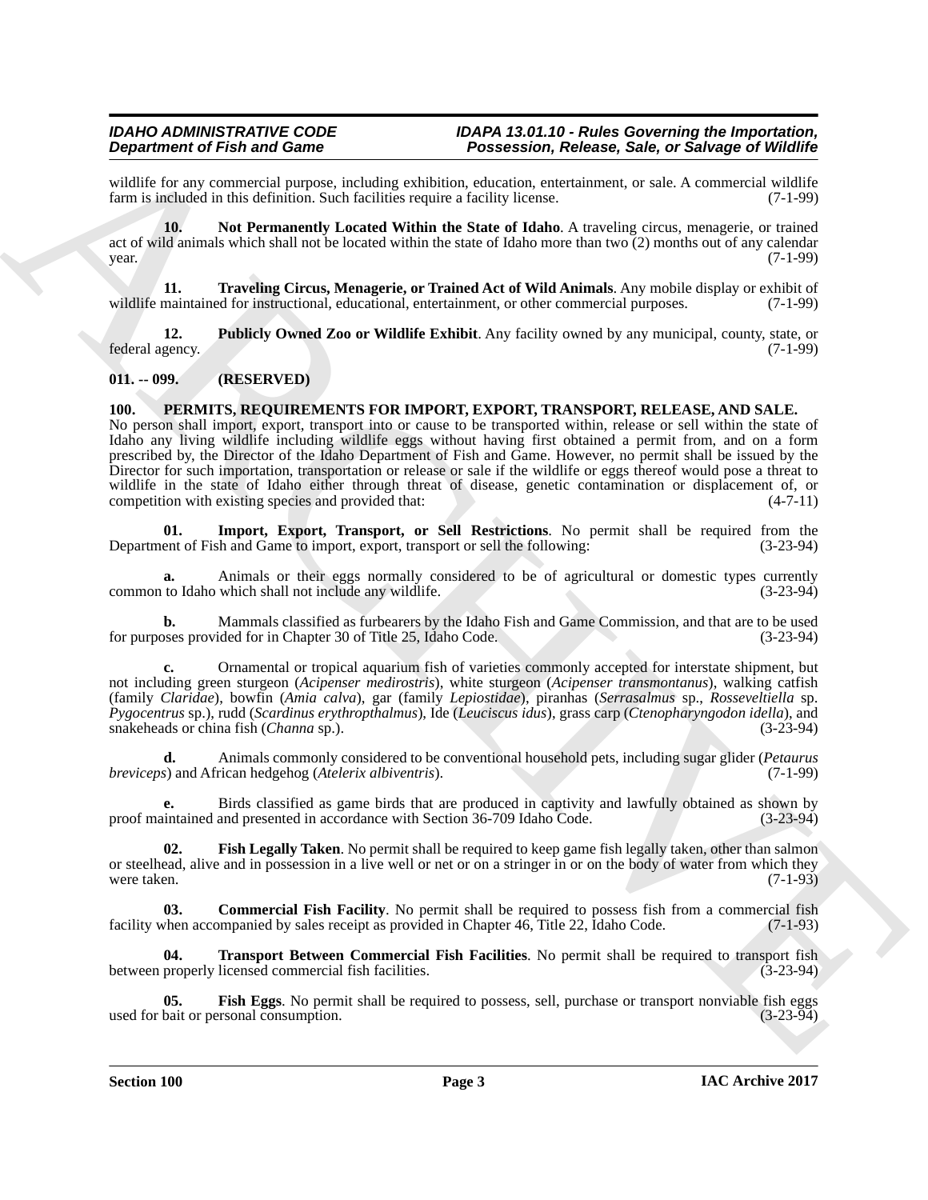wildlife for any commercial purpose, including exhibition, education, entertainment, or sale. A commercial wildlife farm is included in this definition. Such facilities require a facility license. (7-1-99)

**10. Not Permanently Located Within the State of Idaho**. A traveling circus, menagerie, or trained act of wild animals which shall not be located within the state of Idaho more than two (2) months out of any calendar year. (7-1-99)

**11. Traveling Circus, Menagerie, or Trained Act of Wild Animals**. Any mobile display or exhibit of wildlife maintained for instructional, educational, entertainment, or other commercial purposes. (7-1-99)

**12. Publicly Owned Zoo or Wildlife Exhibit**. Any facility owned by any municipal, county, state, or federal agency. (7-1-99)

## 011. -- 099. (RESERVED)

## 100. PERMITS, REQUIREMENTS FOR IMPORT, EXPORT, TRANSPORT, RELEASE, AND SALE.

No person shall import, export, transport into or cause to be transported within, release or sell within the state of Idaho any living wildlife including wildlife eggs without having first obtained a permit from, and on a form prescribed by, the Director of the Idaho Department of Fish and Game. However, no permit shall be issued by the Director for such importation, transportation or release or sale if the wildlife or eggs thereof would pose a threat to wildlife in the state of Idaho either through threat of disease, genetic contamination or displacement of, or competition with existing species and provided that: (4-7-11)

**01. Import, Export, Transport, or Sell Restrictions**. No permit shall be required from the Department of Fish and Game to import, export, transport or sell the following: (3-23-94)

**a.** Animals or their eggs normally considered to be of agricultural or domestic types currently common to Idaho which shall not include any wildlife. (3-23-94)

**b.** Mammals classified as furbearers by the Idaho Fish and Game Commission, and that are to be used for purposes provided for in Chapter 30 of Title 25, Idaho Code. (3-23-94)

**c.** Ornamental or tropical aquarium fish of varieties commonly accepted for interstate shipment, but not including green sturgeon (*Acipenser medirostris*), white sturgeon (*Acipenser transmontanus*), walking catfish (family *Claridae*), bowfin (*Amia calva*), gar (family *Lepiostidae*), piranhas (*Serrasalmus* sp., *Rosseveltiella* sp. *Pygocentrus* sp.), rudd (*Scardinus erythropthalmus*), Ide (*Leuciscus idus*), grass carp (*Ctenopharyngodon idella*), and snakeheads or china fish (*Channa* sp.). (3-23-94)

**d.** Animals commonly considered to be conventional household pets, including sugar glider (*Petaurus breviceps*) and African hedgehog (*Atelerix albiventris*). (7-1-99)

**e.** Birds classified as game birds that are produced in captivity and lawfully obtained as shown by proof maintained and presented in accordance with Section 36-709 Idaho Code. (3-23-94)

**02. Fish Legally Taken**. No permit shall be required to keep game fish legally taken, other than salmon or steelhead, alive and in possession in a live well or net or on a stringer in or on the body of water from which they were taken. (7-1-93)

**03. Commercial Fish Facility**. No permit shall be required to possess fish from a commercial fish facility when accompanied by sales receipt as provided in Chapter 46, Title 22, Idaho Code. (7-1-93)

**04. Transport Between Commercial Fish Facilities**. No permit shall be required to transport fish between properly licensed commercial fish facilities. (3-23-94)

**05. Fish Eggs**. No permit shall be required to possess, sell, purchase or transport nonviable fish eggs used for bait or personal consumption. (3-23-94)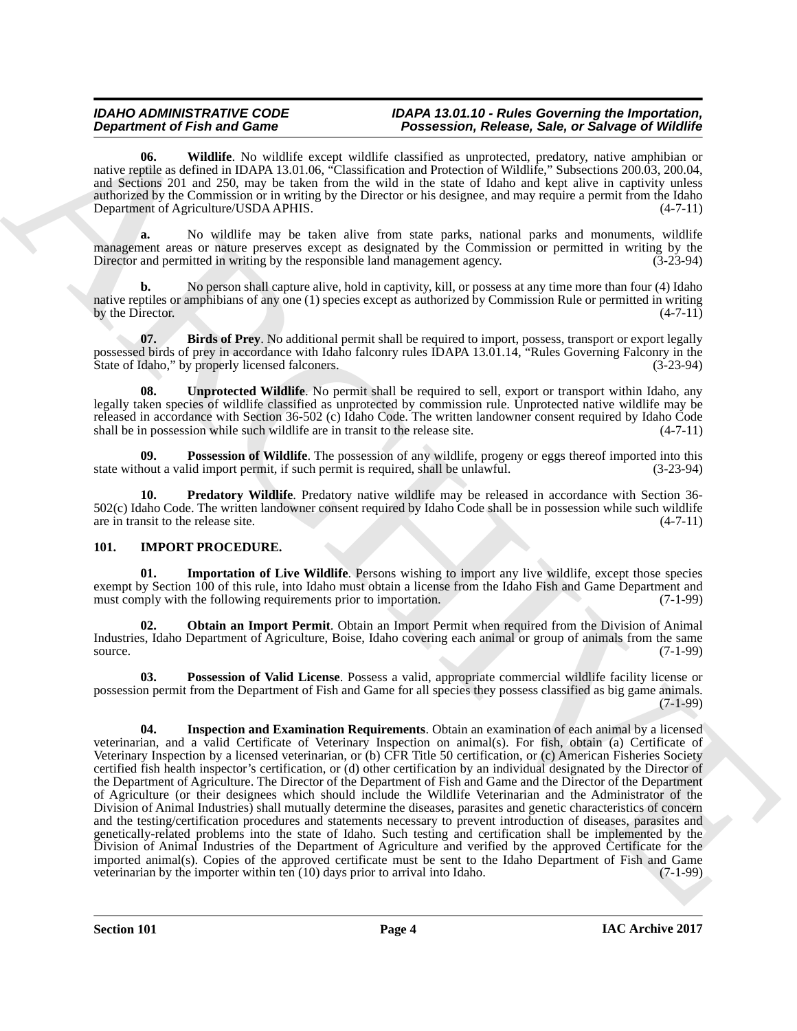**06. Wildlife**. No wildlife except wildlife classified as unprotected, predatory, native amphibian or native reptile as defined in IDAPA 13.01.06, "Classification and Protection of Wildlife," Subsections 200.03, 200.04, and Sections 201 and 250, may be taken from the wild in the state of Idaho and kept alive in captivity unless authorized by the Commission or in writing by the Director or his designee, and may require a permit from the Idaho Department of Agriculture/USDA APHIS. (4-7-11)

**a.** No wildlife may be taken alive from state parks, national parks and monuments, wildlife management areas or nature preserves except as designated by the Commission or permitted in writing by the Director and permitted in writing by the responsible land management agency. (3-23-94)

**b.** No person shall capture alive, hold in captivity, kill, or possess at any time more than four (4) Idaho native reptiles or amphibians of any one (1) species except as authorized by Commission Rule or permitted in writing by the Director. (4-7-11)

**07. Birds of Prey**. No additional permit shall be required to import, possess, transport or export legally possessed birds of prey in accordance with Idaho falconry rules IDAPA 13.01.14, "Rules Governing Falconry in the State of Idaho," by properly licensed falconers. (3-23-94)

**08. Unprotected Wildlife**. No permit shall be required to sell, export or transport within Idaho, any legally taken species of wildlife classified as unprotected by commission rule. Unprotected native wildlife may be released in accordance with Section 36-502 (c) Idaho Code. The written landowner consent required by Idaho Code shall be in possession while such wildlife are in transit to the release site. (4-7-11)

**09. Possession of Wildlife**. The possession of any wildlife, progeny or eggs thereof imported into this state without a valid import permit, if such permit is required, shall be unlawful. (3-23-94)

**10. Predatory Wildlife**. Predatory native wildlife may be released in accordance with Section 36-502(c) Idaho Code. The written landowner consent required by Idaho Code shall be in possession while such wildlife are in transit to the release site. (4-7-11)

## 101. IMPORT PROCEDURE.

**01. Importation of Live Wildlife**. Persons wishing to import any live wildlife, except those species exempt by Section 100 of this rule, into Idaho must obtain a license from the Idaho Fish and Game Department and must comply with the following requirements prior to importation. (7-1-99)

**02. Obtain an Import Permit**. Obtain an Import Permit when required from the Division of Animal Industries, Idaho Department of Agriculture, Boise, Idaho covering each animal or group of animals from the same source. (7-1-99)

**03. Possession of Valid License**. Possess a valid, appropriate commercial wildlife facility license or possession permit from the Department of Fish and Game for all species they possess classified as big game animals. (7-1-99)

**04. Inspection and Examination Requirements**. Obtain an examination of each animal by a licensed veterinarian, and a valid Certificate of Veterinary Inspection on animal(s). For fish, obtain (a) Certificate of Veterinary Inspection by a licensed veterinarian, or (b) CFR Title 50 certification, or (c) American Fisheries Society certified fish health inspector's certification, or (d) other certification by an individual designated by the Director of the Department of Agriculture. The Director of the Department of Fish and Game and the Director of the Department of Agriculture (or their designees which should include the Wildlife Veterinarian and the Administrator of the Division of Animal Industries) shall mutually determine the diseases, parasites and genetic characteristics of concern and the testing/certification procedures and statements necessary to prevent introduction of diseases, parasites and genetically-related problems into the state of Idaho. Such testing and certification shall be implemented by the Division of Animal Industries of the Department of Agriculture and verified by the approved Certificate for the imported animal(s). Copies of the approved certificate must be sent to the Idaho Department of Fish and Game veterinarian by the importer within ten (10) days prior to arrival into Idaho. (7-1-99)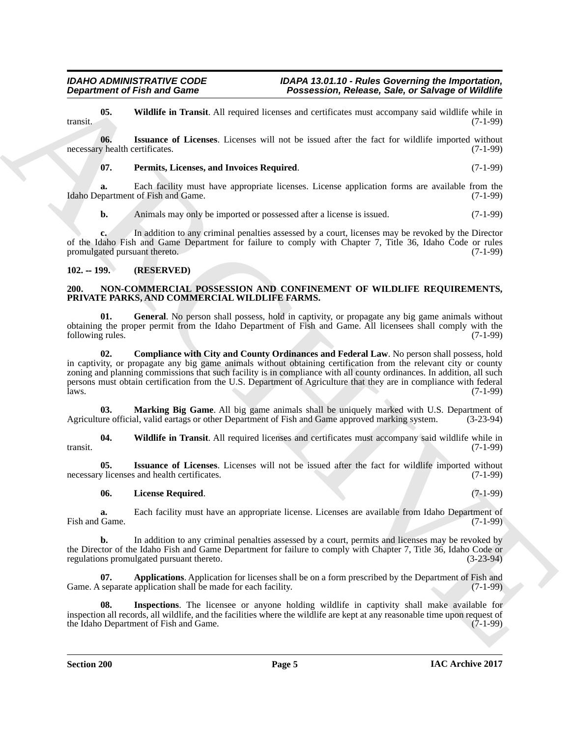**05. Wildlife in Transit**. All required licenses and certificates must accompany said wildlife while in transit. (7-1-99)

**06. Issuance of Licenses**. Licenses will not be issued after the fact for wildlife imported without necessary health certificates. (7-1-99)

**07. Permits, Licenses, and Invoices Required**. (7-1-99)

**a.** Each facility must have appropriate licenses. License application forms are available from the Idaho Department of Fish and Game. (7-1-99)

**b.** Animals may only be imported or possessed after a license is issued. (7-1-99)

**c.** In addition to any criminal penalties assessed by a court, licenses may be revoked by the Director of the Idaho Fish and Game Department for failure to comply with Chapter 7, Title 36, Idaho Code or rules promulgated pursuant thereto. (7-1-99)

## 102. -- 199. (RESERVED)

## 200. NON-COMMERCIAL POSSESSION AND CONFINEMENT OF WILDLIFE REQUIREMENTS, PRIVATE PARKS, AND COMMERCIAL WILDLIFE FARMS.

**01. General**. No person shall possess, hold in captivity, or propagate any big game animals without obtaining the proper permit from the Idaho Department of Fish and Game. All licensees shall comply with the following rules. (7-1-99)

**02. Compliance with City and County Ordinances and Federal Law**. No person shall possess, hold in captivity, or propagate any big game animals without obtaining certification from the relevant city or county zoning and planning commissions that such facility is in compliance with all county ordinances. In addition, all such persons must obtain certification from the U.S. Department of Agriculture that they are in compliance with federal laws. (7-1-99)

**03. Marking Big Game**. All big game animals shall be uniquely marked with U.S. Department of Agriculture official, valid eartags or other Department of Fish and Game approved marking system. (3-23-94)

**04. Wildlife in Transit**. All required licenses and certificates must accompany said wildlife while in transit. (7-1-99)

**05. Issuance of Licenses**. Licenses will not be issued after the fact for wildlife imported without necessary licenses and health certificates. (7-1-99)

**06. License Required**. (7-1-99)

**a.** Each facility must have an appropriate license. Licenses are available from Idaho Department of Fish and Game. (7-1-99)

**b.** In addition to any criminal penalties assessed by a court, permits and licenses may be revoked by the Director of the Idaho Fish and Game Department for failure to comply with Chapter 7, Title 36, Idaho Code or regulations promulgated pursuant thereto. (3-23-94)

**07. Applications**. Application for licenses shall be on a form prescribed by the Department of Fish and Game. A separate application shall be made for each facility. (7-1-99)

**08. Inspections**. The licensee or anyone holding wildlife in captivity shall make available for inspection all records, all wildlife, and the facilities where the wildlife are kept at any reasonable time upon request of the Idaho Department of Fish and Game. (7-1-99)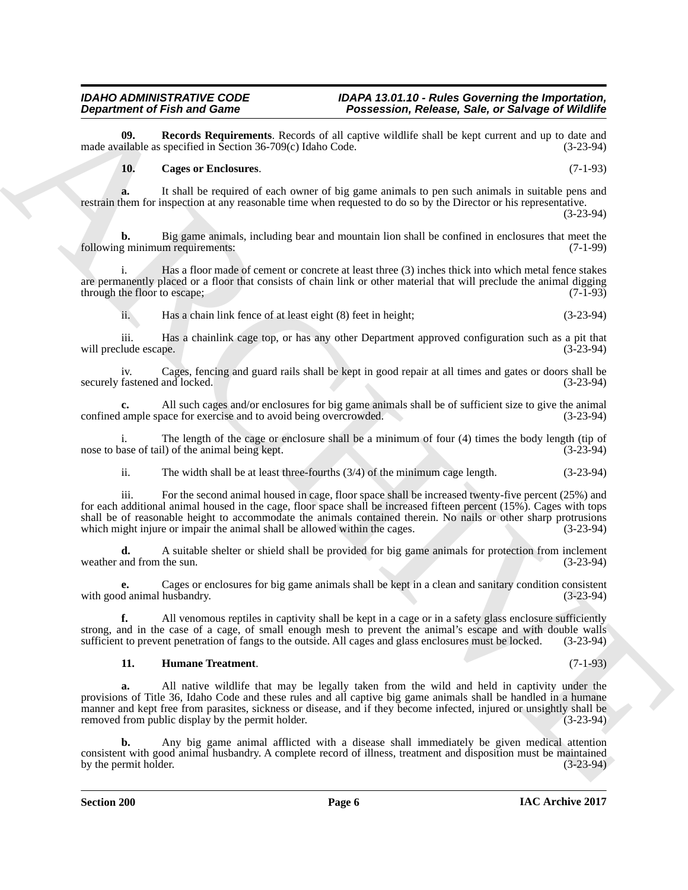**09. Records Requirements**. Records of all captive wildlife shall be kept current and up to date and made available as specified in Section 36-709(c) Idaho Code. (3-23-94)

**10. Cages or Enclosures**. (7-1-93)

**a.** It shall be required of each owner of big game animals to pen such animals in suitable pens and restrain them for inspection at any reasonable time when requested to do so by the Director or his representative. (3-23-94)

**b.** Big game animals, including bear and mountain lion shall be confined in enclosures that meet the following minimum requirements: (7-1-99)

i. Has a floor made of cement or concrete at least three (3) inches thick into which metal fence stakes are permanently placed or a floor that consists of chain link or other material that will preclude the animal digging through the floor to escape; (7-1-93)

ii. Has a chain link fence of at least eight (8) feet in height; (3-23-94)

iii. Has a chainlink cage top, or has any other Department approved configuration such as a pit that will preclude escape. (3-23-94)

iv. Cages, fencing and guard rails shall be kept in good repair at all times and gates or doors shall be securely fastened and locked. (3-23-94)

**c.** All such cages and/or enclosures for big game animals shall be of sufficient size to give the animal confined ample space for exercise and to avoid being overcrowded. (3-23-94)

i. The length of the cage or enclosure shall be a minimum of four (4) times the body length (tip of nose to base of tail) of the animal being kept. (3-23-94)

ii. The width shall be at least three-fourths (3/4) of the minimum cage length. (3-23-94)

iii. For the second animal housed in cage, floor space shall be increased twenty-five percent (25%) and for each additional animal housed in the cage, floor space shall be increased fifteen percent (15%). Cages with tops shall be of reasonable height to accommodate the animals contained therein. No nails or other sharp protrusions which might injure or impair the animal shall be allowed within the cages. (3-23-94)

**d.** A suitable shelter or shield shall be provided for big game animals for protection from inclement weather and from the sun. (3-23-94)

**e.** Cages or enclosures for big game animals shall be kept in a clean and sanitary condition consistent with good animal husbandry. (3-23-94)

**f.** All venomous reptiles in captivity shall be kept in a cage or in a safety glass enclosure sufficiently strong, and in the case of a cage, of small enough mesh to prevent the animal's escape and with double walls sufficient to prevent penetration of fangs to the outside. All cages and glass enclosures must be locked. (3-23-94)

**11. Humane Treatment**. (7-1-93)

**a.** All native wildlife that may be legally taken from the wild and held in captivity under the provisions of Title 36, Idaho Code and these rules and all captive big game animals shall be handled in a humane manner and kept free from parasites, sickness or disease, and if they become infected, injured or unsightly shall be removed from public display by the permit holder. (3-23-94)

**b.** Any big game animal afflicted with a disease shall immediately be given medical attention consistent with good animal husbandry. A complete record of illness, treatment and disposition must be maintained by the permit holder. (3-23-94)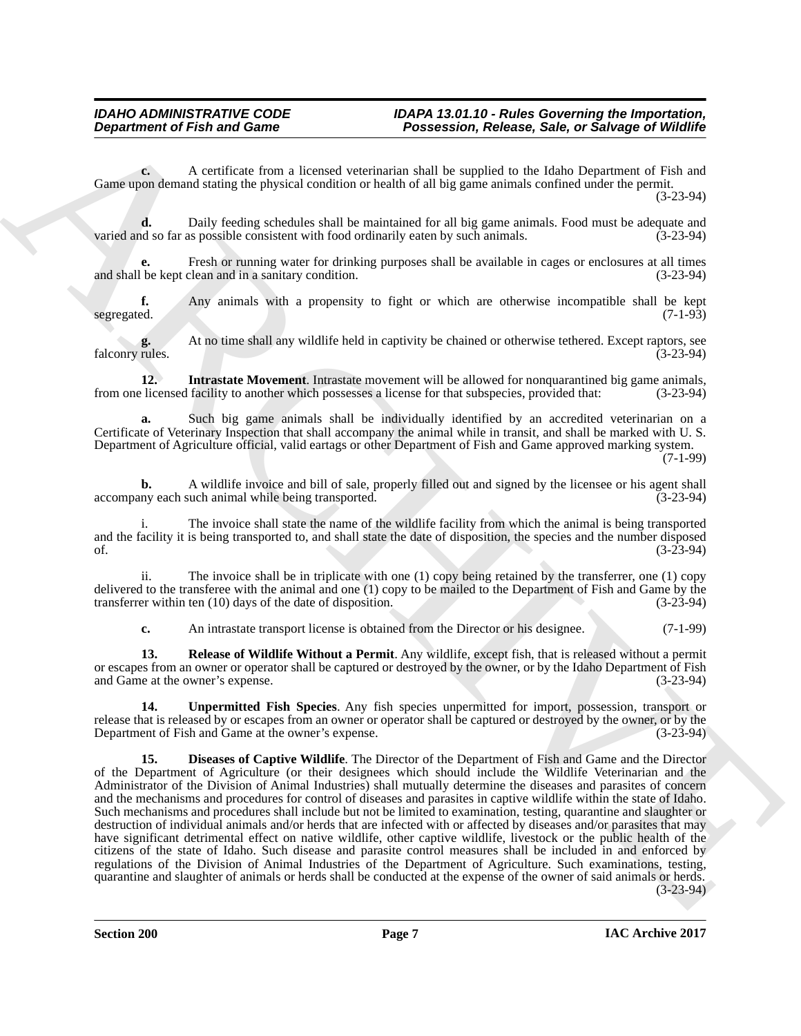**c.** A certificate from a licensed veterinarian shall be supplied to the Idaho Department of Fish and Game upon demand stating the physical condition or health of all big game animals confined under the permit. (3-23-94)

**d.** Daily feeding schedules shall be maintained for all big game animals. Food must be adequate and varied and so far as possible consistent with food ordinarily eaten by such animals. (3-23-94)

**e.** Fresh or running water for drinking purposes shall be available in cages or enclosures at all times and shall be kept clean and in a sanitary condition. (3-23-94)

**f.** Any animals with a propensity to fight or which are otherwise incompatible shall be kept segregated. (7-1-93)

**g.** At no time shall any wildlife held in captivity be chained or otherwise tethered. Except raptors, see falconry rules. (3-23-94)

**12. Intrastate Movement**. Intrastate movement will be allowed for nonquarantined big game animals, from one licensed facility to another which possesses a license for that subspecies, provided that: (3-23-94)

**a.** Such big game animals shall be individually identified by an accredited veterinarian on a Certificate of Veterinary Inspection that shall accompany the animal while in transit, and shall be marked with U. S. Department of Agriculture official, valid eartags or other Department of Fish and Game approved marking system. (7-1-99)

**b.** A wildlife invoice and bill of sale, properly filled out and signed by the licensee or his agent shall accompany each such animal while being transported. (3-23-94)

i. The invoice shall state the name of the wildlife facility from which the animal is being transported and the facility it is being transported to, and shall state the date of disposition, the species and the number disposed of. (3-23-94)

ii. The invoice shall be in triplicate with one (1) copy being retained by the transferrer, one (1) copy delivered to the transferee with the animal and one (1) copy to be mailed to the Department of Fish and Game by the transferrer within ten (10) days of the date of disposition. (3-23-94)

**c.** An intrastate transport license is obtained from the Director or his designee. (7-1-99)

**13. Release of Wildlife Without a Permit**. Any wildlife, except fish, that is released without a permit or escapes from an owner or operator shall be captured or destroyed by the owner, or by the Idaho Department of Fish and Game at the owner's expense. (3-23-94)

**14. Unpermitted Fish Species**. Any fish species unpermitted for import, possession, transport or release that is released by or escapes from an owner or operator shall be captured or destroyed by the owner, or by the Department of Fish and Game at the owner's expense. (3-23-94)

**15. Diseases of Captive Wildlife**. The Director of the Department of Fish and Game and the Director of the Department of Agriculture (or their designees which should include the Wildlife Veterinarian and the Administrator of the Division of Animal Industries) shall mutually determine the diseases and parasites of concern and the mechanisms and procedures for control of diseases and parasites in captive wildlife within the state of Idaho. Such mechanisms and procedures shall include but not be limited to examination, testing, quarantine and slaughter or destruction of individual animals and/or herds that are infected with or affected by diseases and/or parasites that may have significant detrimental effect on native wildlife, other captive wildlife, livestock or the public health of the citizens of the state of Idaho. Such disease and parasite control measures shall be included in and enforced by regulations of the Division of Animal Industries of the Department of Agriculture. Such examinations, testing, quarantine and slaughter of animals or herds shall be conducted at the expense of the owner of said animals or herds. (3-23-94)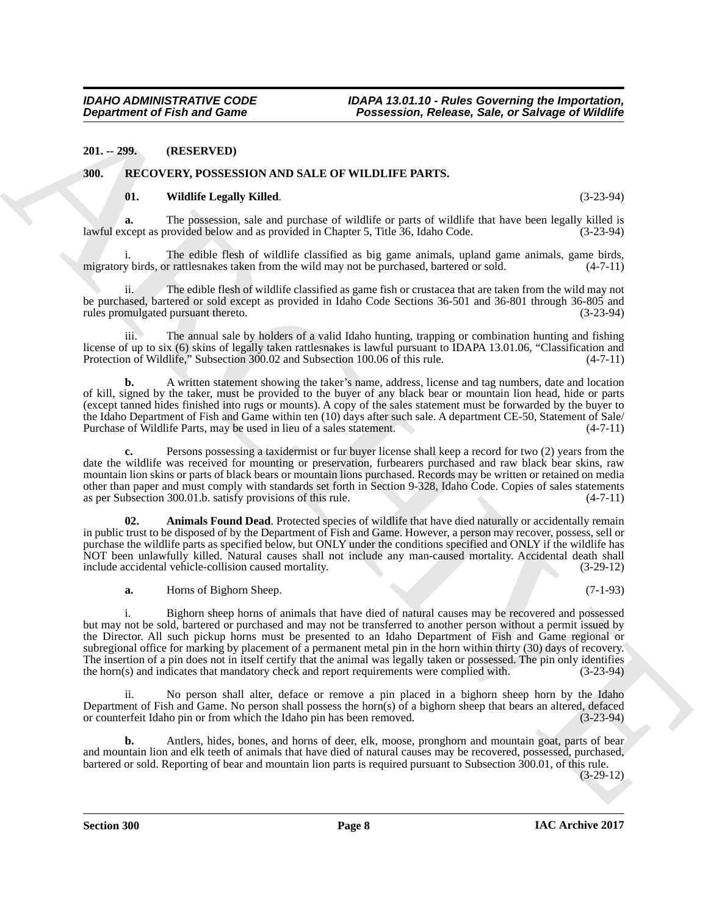**201. -- 299. (RESERVED)**

**300. RECOVERY, POSSESSION AND SALE OF WILDLIFE PARTS.**

**01. Wildlife Legally Killed**. (3-23-94)

**a.** The possession, sale and purchase of wildlife or parts of wildlife that have been legally killed is lawful except as provided below and as provided in Chapter 5, Title 36, Idaho Code. (3-23-94)

i. The edible flesh of wildlife classified as big game animals, upland game animals, game birds, migratory birds, or rattlesnakes taken from the wild may not be purchased, bartered or sold. (4-7-11)

ii. The edible flesh of wildlife classified as game fish or crustacea that are taken from the wild may not be purchased, bartered or sold except as provided in Idaho Code Sections 36-501 and 36-801 through 36-805 and rules promulgated pursuant thereto. (3-23-94)

iii. The annual sale by holders of a valid Idaho hunting, trapping or combination hunting and fishing license of up to six (6) skins of legally taken rattlesnakes is lawful pursuant to IDAPA 13.01.06, "Classification and Protection of Wildlife," Subsection 300.02 and Subsection 100.06 of this rule. (4-7-11)

**b.** A written statement showing the taker's name, address, license and tag numbers, date and location of kill, signed by the taker, must be provided to the buyer of any black bear or mountain lion head, hide or parts (except tanned hides finished into rugs or mounts). A copy of the sales statement must be forwarded by the buyer to the Idaho Department of Fish and Game within ten (10) days after such sale. A department CE-50, Statement of Sale/ Purchase of Wildlife Parts, may be used in lieu of a sales statement. (4-7-11)

**c.** Persons possessing a taxidermist or fur buyer license shall keep a record for two (2) years from the date the wildlife was received for mounting or preservation, furbearers purchased and raw black bear skins, raw mountain lion skins or parts of black bears or mountain lions purchased. Records may be written or retained on media other than paper and must comply with standards set forth in Section 9-328, Idaho Code. Copies of sales statements as per Subsection 300.01.b. satisfy provisions of this rule. (4-7-11)

**02. Animals Found Dead**. Protected species of wildlife that have died naturally or accidentally remain in public trust to be disposed of by the Department of Fish and Game. However, a person may recover, possess, sell or purchase the wildlife parts as specified below, but ONLY under the conditions specified and ONLY if the wildlife has NOT been unlawfully killed. Natural causes shall not include any man-caused mortality. Accidental death shall include accidental vehicle-collision caused mortality. (3-29-12)

**a.** Horns of Bighorn Sheep. (7-1-93)

i. Bighorn sheep horns of animals that have died of natural causes may be recovered and possessed but may not be sold, bartered or purchased and may not be transferred to another person without a permit issued by the Director. All such pickup horns must be presented to an Idaho Department of Fish and Game regional or subregional office for marking by placement of a permanent metal pin in the horn within thirty (30) days of recovery. The insertion of a pin does not in itself certify that the animal was legally taken or possessed. The pin only identifies the horn(s) and indicates that mandatory check and report requirements were complied with. (3-23-94)

ii. No person shall alter, deface or remove a pin placed in a bighorn sheep horn by the Idaho Department of Fish and Game. No person shall possess the horn(s) of a bighorn sheep that bears an altered, defaced or counterfeit Idaho pin or from which the Idaho pin has been removed. (3-23-94)

**b.** Antlers, hides, bones, and horns of deer, elk, moose, pronghorn and mountain goat, parts of bear and mountain lion and elk teeth of animals that have died of natural causes may be recovered, possessed, purchased, bartered or sold. Reporting of bear and mountain lion parts is required pursuant to Subsection 300.01, of this rule. (3-29-12)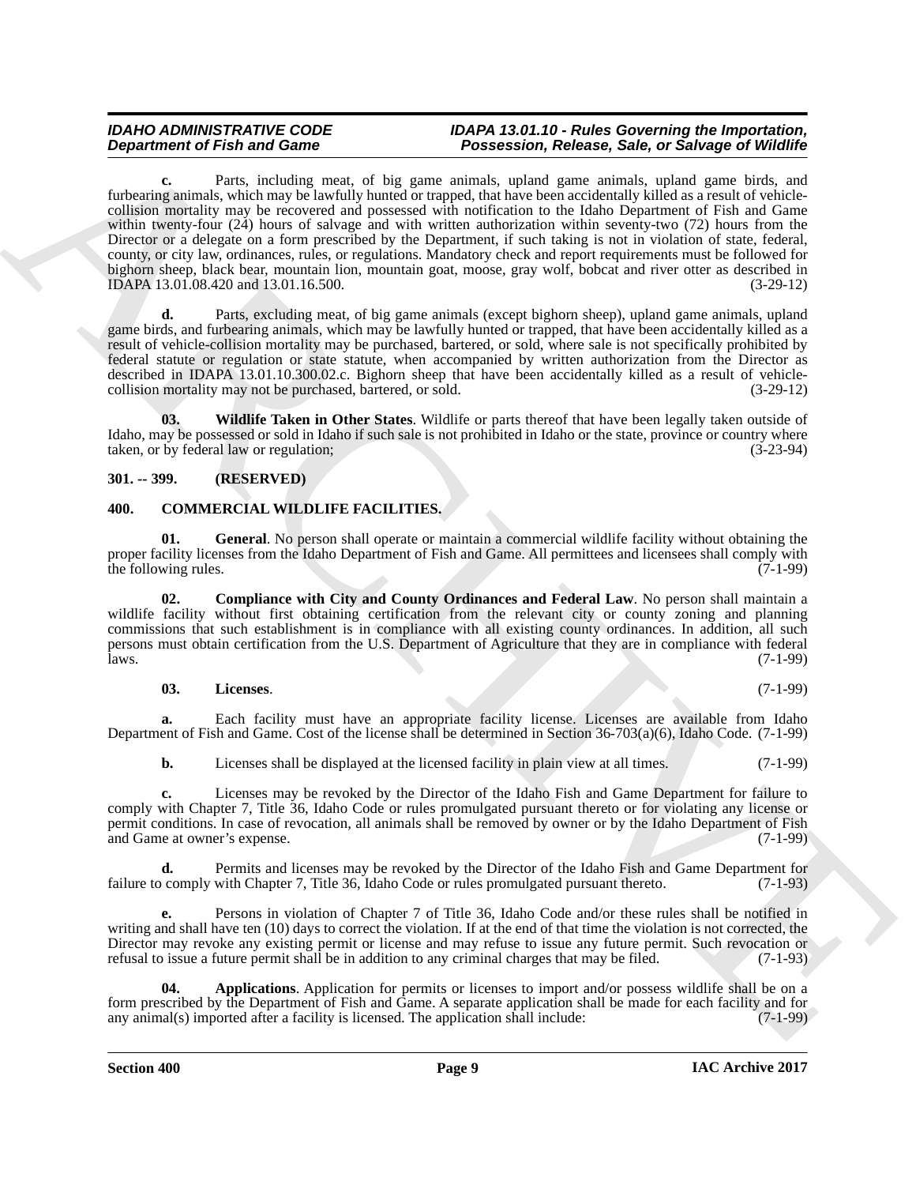**c.** Parts, including meat, of big game animals, upland game animals, upland game birds, and furbearing animals, which may be lawfully hunted or trapped, that have been accidentally killed as a result of vehicle-collision mortality may be recovered and possessed with notification to the Idaho Department of Fish and Game within twenty-four (24) hours of salvage and with written authorization within seventy-two (72) hours from the Director or a delegate on a form prescribed by the Department, if such taking is not in violation of state, federal, county, or city law, ordinances, rules, or regulations. Mandatory check and report requirements must be followed for bighorn sheep, black bear, mountain lion, mountain goat, moose, gray wolf, bobcat and river otter as described in IDAPA 13.01.08.420 and 13.01.16.500. (3-29-12)

**d.** Parts, excluding meat, of big game animals (except bighorn sheep), upland game animals, upland game birds, and furbearing animals, which may be lawfully hunted or trapped, that have been accidentally killed as a result of vehicle-collision mortality may be purchased, bartered, or sold, where sale is not specifically prohibited by federal statute or regulation or state statute, when accompanied by written authorization from the Director as described in IDAPA 13.01.10.300.02.c. Bighorn sheep that have been accidentally killed as a result of vehicle-collision mortality may not be purchased, bartered, or sold. (3-29-12)

**03. Wildlife Taken in Other States**. Wildlife or parts thereof that have been legally taken outside of Idaho, may be possessed or sold in Idaho if such sale is not prohibited in Idaho or the state, province or country where taken, or by federal law or regulation; (3-23-94)

## 301. -- 399. (RESERVED)

## 400. COMMERCIAL WILDLIFE FACILITIES.

**01. General**. No person shall operate or maintain a commercial wildlife facility without obtaining the proper facility licenses from the Idaho Department of Fish and Game. All permittees and licensees shall comply with the following rules. (7-1-99)

**02. Compliance with City and County Ordinances and Federal Law**. No person shall maintain a wildlife facility without first obtaining certification from the relevant city or county zoning and planning commissions that such establishment is in compliance with all existing county ordinances. In addition, all such persons must obtain certification from the U.S. Department of Agriculture that they are in compliance with federal laws. (7-1-99)

**03. Licenses**. (7-1-99)

**a.** Each facility must have an appropriate facility license. Licenses are available from Idaho Department of Fish and Game. Cost of the license shall be determined in Section 36-703(a)(6), Idaho Code. (7-1-99)

**b.** Licenses shall be displayed at the licensed facility in plain view at all times. (7-1-99)

**c.** Licenses may be revoked by the Director of the Idaho Fish and Game Department for failure to comply with Chapter 7, Title 36, Idaho Code or rules promulgated pursuant thereto or for violating any license or permit conditions. In case of revocation, all animals shall be removed by owner or by the Idaho Department of Fish and Game at owner's expense. (7-1-99)

**d.** Permits and licenses may be revoked by the Director of the Idaho Fish and Game Department for failure to comply with Chapter 7, Title 36, Idaho Code or rules promulgated pursuant thereto. (7-1-93)

**e.** Persons in violation of Chapter 7 of Title 36, Idaho Code and/or these rules shall be notified in writing and shall have ten (10) days to correct the violation. If at the end of that time the violation is not corrected, the Director may revoke any existing permit or license and may refuse to issue any future permit. Such revocation or refusal to issue a future permit shall be in addition to any criminal charges that may be filed. (7-1-93)

**04. Applications**. Application for permits or licenses to import and/or possess wildlife shall be on a form prescribed by the Department of Fish and Game. A separate application shall be made for each facility and for any animal(s) imported after a facility is licensed. The application shall include: (7-1-99)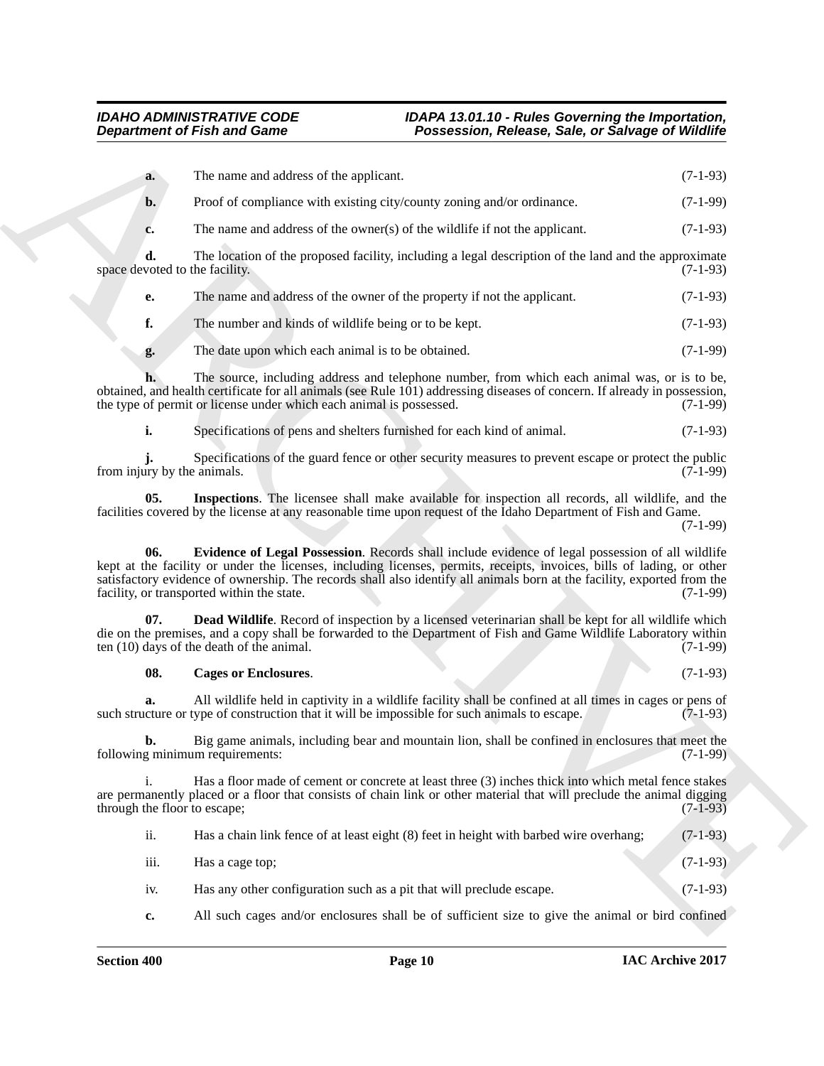**a.** The name and address of the applicant. (7-1-93)

**b.** Proof of compliance with existing city/county zoning and/or ordinance. (7-1-99)

**c.** The name and address of the owner(s) of the wildlife if not the applicant. (7-1-93)

**d.** The location of the proposed facility, including a legal description of the land and the approximate space devoted to the facility. (7-1-93)

**e.** The name and address of the owner of the property if not the applicant. (7-1-93)

**f.** The number and kinds of wildlife being or to be kept. (7-1-93)

**g.** The date upon which each animal is to be obtained. (7-1-99)

**h.** The source, including address and telephone number, from which each animal was, or is to be, obtained, and health certificate for all animals (see Rule 101) addressing diseases of concern. If already in possession, the type of permit or license under which each animal is possessed. (7-1-99)

**i.** Specifications of pens and shelters furnished for each kind of animal. (7-1-93)

**j.** Specifications of the guard fence or other security measures to prevent escape or protect the public from injury by the animals. (7-1-99)

**05. Inspections**. The licensee shall make available for inspection all records, all wildlife, and the facilities covered by the license at any reasonable time upon request of the Idaho Department of Fish and Game. (7-1-99)

**06. Evidence of Legal Possession**. Records shall include evidence of legal possession of all wildlife kept at the facility or under the licenses, including licenses, permits, receipts, invoices, bills of lading, or other satisfactory evidence of ownership. The records shall also identify all animals born at the facility, exported from the facility, or transported within the state. (7-1-99)

**07. Dead Wildlife**. Record of inspection by a licensed veterinarian shall be kept for all wildlife which die on the premises, and a copy shall be forwarded to the Department of Fish and Game Wildlife Laboratory within ten (10) days of the death of the animal. (7-1-99)

**08. Cages or Enclosures**. (7-1-93)

**a.** All wildlife held in captivity in a wildlife facility shall be confined at all times in cages or pens of such structure or type of construction that it will be impossible for such animals to escape. (7-1-93)

**b.** Big game animals, including bear and mountain lion, shall be confined in enclosures that meet the following minimum requirements: (7-1-99)

i. Has a floor made of cement or concrete at least three (3) inches thick into which metal fence stakes are permanently placed or a floor that consists of chain link or other material that will preclude the animal digging through the floor to escape; (7-1-93)

ii. Has a chain link fence of at least eight (8) feet in height with barbed wire overhang; (7-1-93)

iii. Has a cage top; (7-1-93)

iv. Has any other configuration such as a pit that will preclude escape. (7-1-93)

**c.** All such cages and/or enclosures shall be of sufficient size to give the animal or bird confined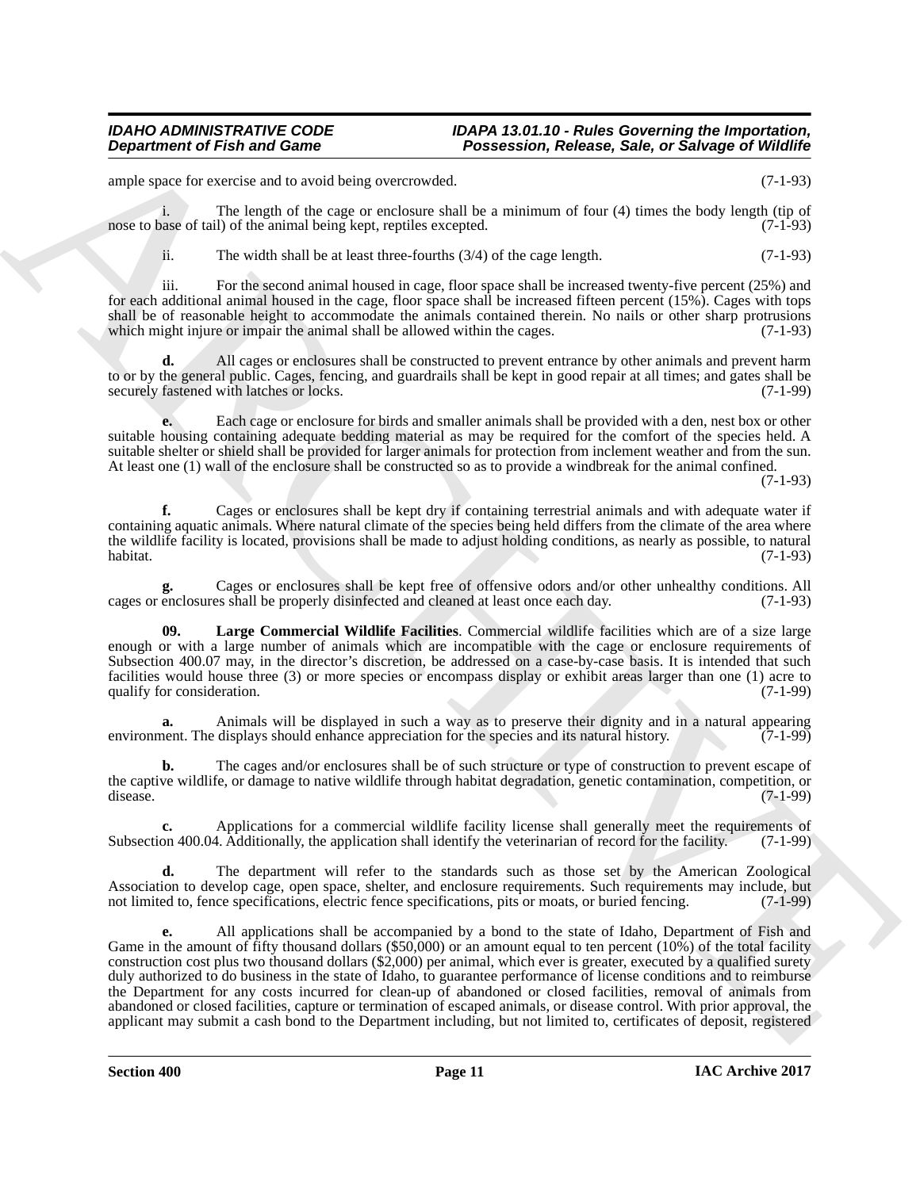ample space for exercise and to avoid being overcrowded. (7-1-93)

i. The length of the cage or enclosure shall be a minimum of four (4) times the body length (tip of nose to base of tail) of the animal being kept, reptiles excepted. (7-1-93)

ii. The width shall be at least three-fourths (3/4) of the cage length. (7-1-93)

iii. For the second animal housed in cage, floor space shall be increased twenty-five percent (25%) and for each additional animal housed in the cage, floor space shall be increased fifteen percent (15%). Cages with tops shall be of reasonable height to accommodate the animals contained therein. No nails or other sharp protrusions which might injure or impair the animal shall be allowed within the cages. (7-1-93)

**d.** All cages or enclosures shall be constructed to prevent entrance by other animals and prevent harm to or by the general public. Cages, fencing, and guardrails shall be kept in good repair at all times; and gates shall be securely fastened with latches or locks. (7-1-99)

**e.** Each cage or enclosure for birds and smaller animals shall be provided with a den, nest box or other suitable housing containing adequate bedding material as may be required for the comfort of the species held. A suitable shelter or shield shall be provided for larger animals for protection from inclement weather and from the sun. At least one (1) wall of the enclosure shall be constructed so as to provide a windbreak for the animal confined. (7-1-93)

**f.** Cages or enclosures shall be kept dry if containing terrestrial animals and with adequate water if containing aquatic animals. Where natural climate of the species being held differs from the climate of the area where the wildlife facility is located, provisions shall be made to adjust holding conditions, as nearly as possible, to natural habitat. (7-1-93)

**g.** Cages or enclosures shall be kept free of offensive odors and/or other unhealthy conditions. All cages or enclosures shall be properly disinfected and cleaned at least once each day. (7-1-93)

**09. Large Commercial Wildlife Facilities**. Commercial wildlife facilities which are of a size large enough or with a large number of animals which are incompatible with the cage or enclosure requirements of Subsection 400.07 may, in the director's discretion, be addressed on a case-by-case basis. It is intended that such facilities would house three (3) or more species or encompass display or exhibit areas larger than one (1) acre to qualify for consideration. (7-1-99)

**a.** Animals will be displayed in such a way as to preserve their dignity and in a natural appearing environment. The displays should enhance appreciation for the species and its natural history. (7-1-99)

**b.** The cages and/or enclosures shall be of such structure or type of construction to prevent escape of the captive wildlife, or damage to native wildlife through habitat degradation, genetic contamination, competition, or disease. (7-1-99)

**c.** Applications for a commercial wildlife facility license shall generally meet the requirements of Subsection 400.04. Additionally, the application shall identify the veterinarian of record for the facility. (7-1-99)

**d.** The department will refer to the standards such as those set by the American Zoological Association to develop cage, open space, shelter, and enclosure requirements. Such requirements may include, but not limited to, fence specifications, electric fence specifications, pits or moats, or buried fencing. (7-1-99)

**e.** All applications shall be accompanied by a bond to the state of Idaho, Department of Fish and Game in the amount of fifty thousand dollars ($50,000) or an amount equal to ten percent (10%) of the total facility construction cost plus two thousand dollars ($2,000) per animal, which ever is greater, executed by a qualified surety duly authorized to do business in the state of Idaho, to guarantee performance of license conditions and to reimburse the Department for any costs incurred for clean-up of abandoned or closed facilities, removal of animals from abandoned or closed facilities, capture or termination of escaped animals, or disease control. With prior approval, the applicant may submit a cash bond to the Department including, but not limited to, certificates of deposit, registered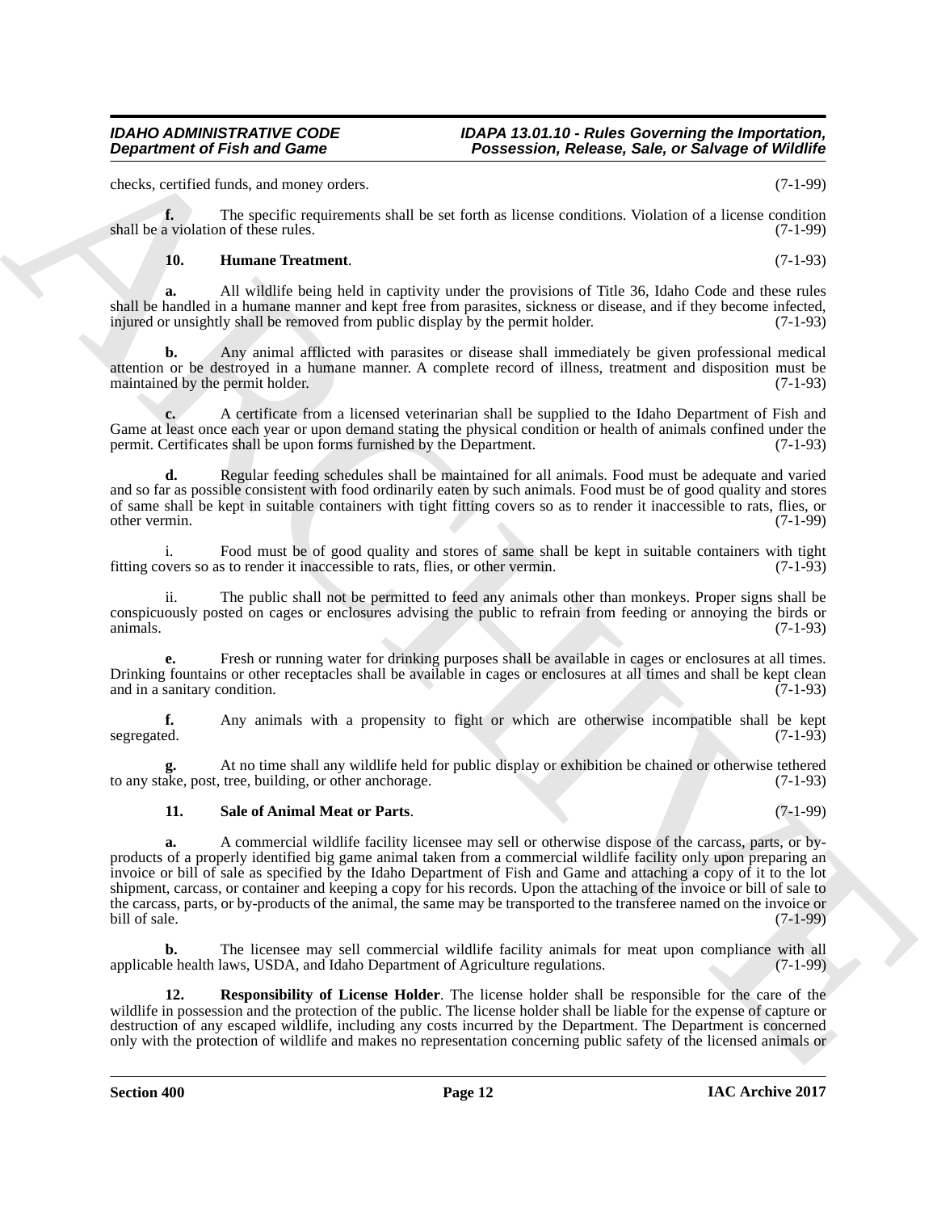checks, certified funds, and money orders. (7-1-99)

**f.** The specific requirements shall be set forth as license conditions. Violation of a license condition shall be a violation of these rules. (7-1-99)

**10. Humane Treatment**. (7-1-93)

**a.** All wildlife being held in captivity under the provisions of Title 36, Idaho Code and these rules shall be handled in a humane manner and kept free from parasites, sickness or disease, and if they become infected, injured or unsightly shall be removed from public display by the permit holder. (7-1-93)

**b.** Any animal afflicted with parasites or disease shall immediately be given professional medical attention or be destroyed in a humane manner. A complete record of illness, treatment and disposition must be maintained by the permit holder. (7-1-93)

**c.** A certificate from a licensed veterinarian shall be supplied to the Idaho Department of Fish and Game at least once each year or upon demand stating the physical condition or health of animals confined under the permit. Certificates shall be upon forms furnished by the Department. (7-1-93)

**d.** Regular feeding schedules shall be maintained for all animals. Food must be adequate and varied and so far as possible consistent with food ordinarily eaten by such animals. Food must be of good quality and stores of same shall be kept in suitable containers with tight fitting covers so as to render it inaccessible to rats, flies, or other vermin. (7-1-99)

i. Food must be of good quality and stores of same shall be kept in suitable containers with tight fitting covers so as to render it inaccessible to rats, flies, or other vermin. (7-1-93)

ii. The public shall not be permitted to feed any animals other than monkeys. Proper signs shall be conspicuously posted on cages or enclosures advising the public to refrain from feeding or annoying the birds or animals. (7-1-93)

**e.** Fresh or running water for drinking purposes shall be available in cages or enclosures at all times. Drinking fountains or other receptacles shall be available in cages or enclosures at all times and shall be kept clean and in a sanitary condition. (7-1-93)

**f.** Any animals with a propensity to fight or which are otherwise incompatible shall be kept segregated. (7-1-93)

**g.** At no time shall any wildlife held for public display or exhibition be chained or otherwise tethered to any stake, post, tree, building, or other anchorage. (7-1-93)

**11. Sale of Animal Meat or Parts**. (7-1-99)

**a.** A commercial wildlife facility licensee may sell or otherwise dispose of the carcass, parts, or by-products of a properly identified big game animal taken from a commercial wildlife facility only upon preparing an invoice or bill of sale as specified by the Idaho Department of Fish and Game and attaching a copy of it to the lot shipment, carcass, or container and keeping a copy for his records. Upon the attaching of the invoice or bill of sale to the carcass, parts, or by-products of the animal, the same may be transported to the transferee named on the invoice or bill of sale. (7-1-99)

**b.** The licensee may sell commercial wildlife facility animals for meat upon compliance with all applicable health laws, USDA, and Idaho Department of Agriculture regulations. (7-1-99)

**12. Responsibility of License Holder**. The license holder shall be responsible for the care of the wildlife in possession and the protection of the public. The license holder shall be liable for the expense of capture or destruction of any escaped wildlife, including any costs incurred by the Department. The Department is concerned only with the protection of wildlife and makes no representation concerning public safety of the licensed animals or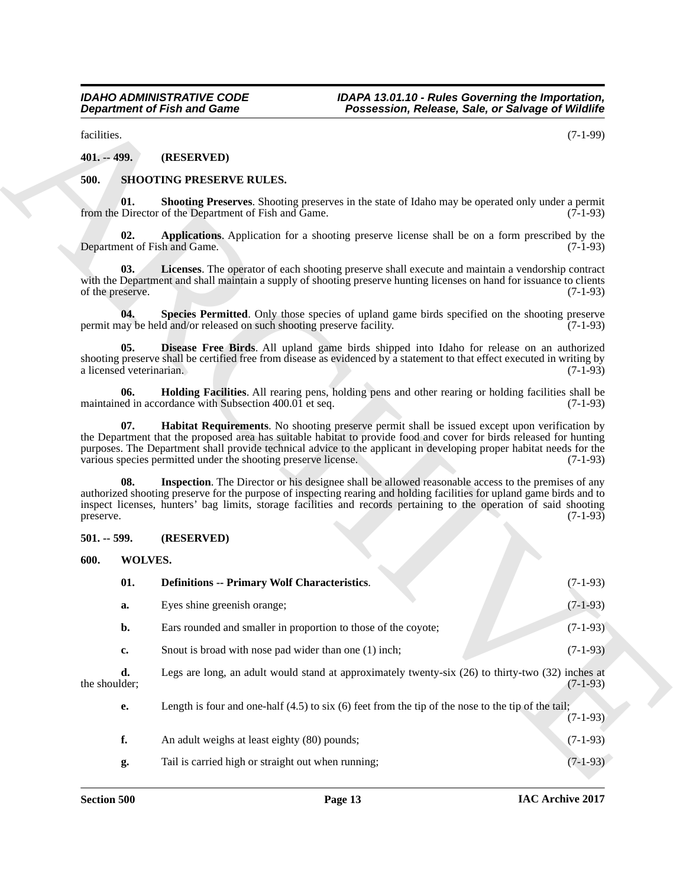facilities. (7-1-99)

**401. -- 499. (RESERVED)**

**500. SHOOTING PRESERVE RULES.**

**01. Shooting Preserves**. Shooting preserves in the state of Idaho may be operated only under a permit from the Director of the Department of Fish and Game. (7-1-93)

**02. Applications**. Application for a shooting preserve license shall be on a form prescribed by the Department of Fish and Game. (7-1-93)

**03. Licenses**. The operator of each shooting preserve shall execute and maintain a vendorship contract with the Department and shall maintain a supply of shooting preserve hunting licenses on hand for issuance to clients of the preserve. (7-1-93)

**04. Species Permitted**. Only those species of upland game birds specified on the shooting preserve permit may be held and/or released on such shooting preserve facility. (7-1-93)

**05. Disease Free Birds**. All upland game birds shipped into Idaho for release on an authorized shooting preserve shall be certified free from disease as evidenced by a statement to that effect executed in writing by a licensed veterinarian. (7-1-93)

**06. Holding Facilities**. All rearing pens, holding pens and other rearing or holding facilities shall be maintained in accordance with Subsection 400.01 et seq. (7-1-93)

**07. Habitat Requirements**. No shooting preserve permit shall be issued except upon verification by the Department that the proposed area has suitable habitat to provide food and cover for birds released for hunting purposes. The Department shall provide technical advice to the applicant in developing proper habitat needs for the various species permitted under the shooting preserve license. (7-1-93)

**08. Inspection**. The Director or his designee shall be allowed reasonable access to the premises of any authorized shooting preserve for the purpose of inspecting rearing and holding facilities for upland game birds and to inspect licenses, hunters' bag limits, storage facilities and records pertaining to the operation of said shooting preserve. (7-1-93)

**501. -- 599. (RESERVED)**

**600. WOLVES.**

**01. Definitions -- Primary Wolf Characteristics**. (7-1-93)

**a.** Eyes shine greenish orange; (7-1-93)

**b.** Ears rounded and smaller in proportion to those of the coyote; (7-1-93)

**c.** Snout is broad with nose pad wider than one (1) inch; (7-1-93)

**d.** Legs are long, an adult would stand at approximately twenty-six (26) to thirty-two (32) inches at the shoulder; (7-1-93)

**e.** Length is four and one-half (4.5) to six (6) feet from the tip of the nose to the tip of the tail; (7-1-93)

**f.** An adult weighs at least eighty (80) pounds; (7-1-93)

**g.** Tail is carried high or straight out when running; (7-1-93)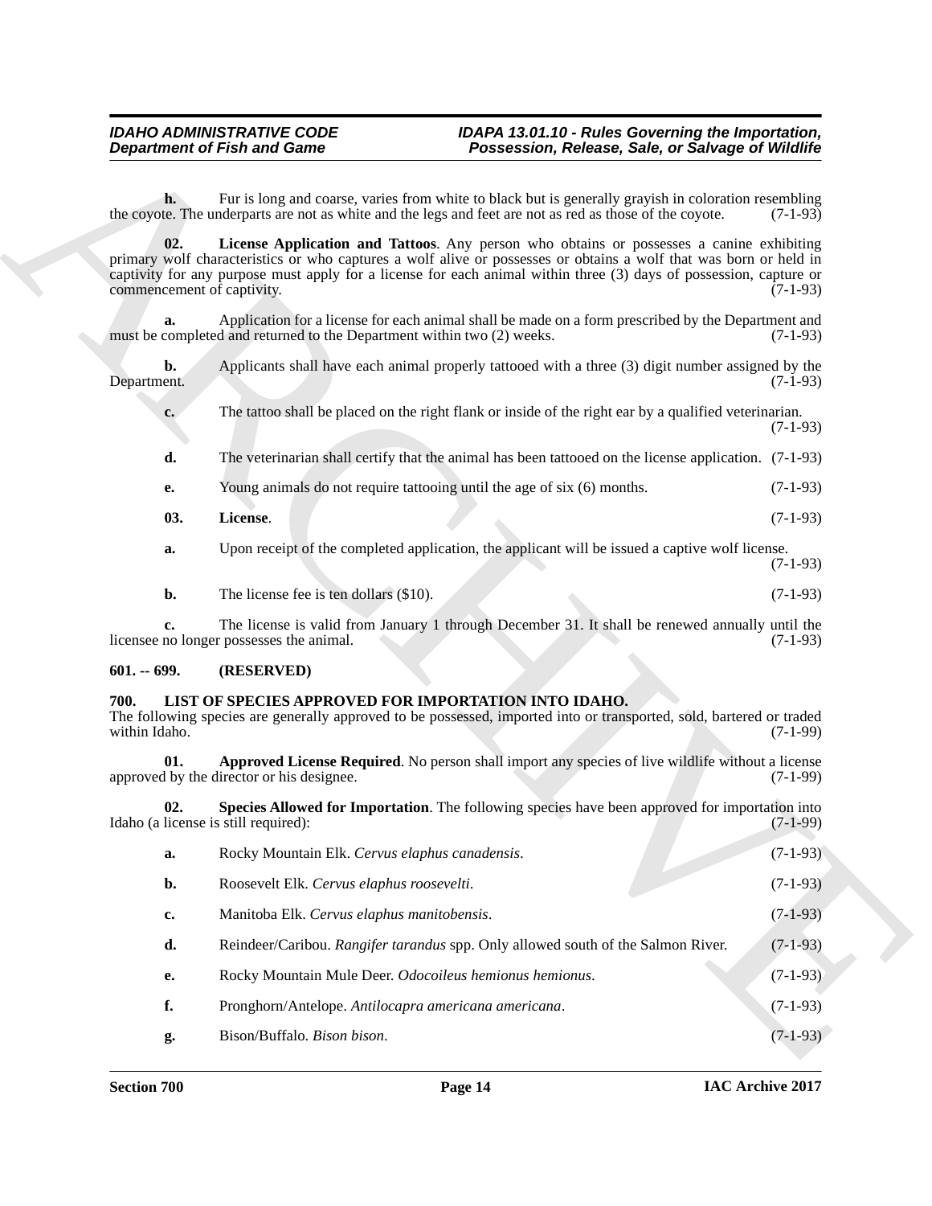**h.** Fur is long and coarse, varies from white to black but is generally grayish in coloration resembling the coyote. The underparts are not as white and the legs and feet are not as red as those of the coyote. (7-1-93)

**02. License Application and Tattoos**. Any person who obtains or possesses a canine exhibiting primary wolf characteristics or who captures a wolf alive or possesses or obtains a wolf that was born or held in captivity for any purpose must apply for a license for each animal within three (3) days of possession, capture or commencement of captivity. (7-1-93)

**a.** Application for a license for each animal shall be made on a form prescribed by the Department and must be completed and returned to the Department within two (2) weeks. (7-1-93)

**b.** Applicants shall have each animal properly tattooed with a three (3) digit number assigned by the Department. (7-1-93)

**c.** The tattoo shall be placed on the right flank or inside of the right ear by a qualified veterinarian. (7-1-93)

**d.** The veterinarian shall certify that the animal has been tattooed on the license application. (7-1-93)

**e.** Young animals do not require tattooing until the age of six (6) months. (7-1-93)

**03. License**. (7-1-93)

**a.** Upon receipt of the completed application, the applicant will be issued a captive wolf license. (7-1-93)

**b.** The license fee is ten dollars ($10). (7-1-93)

**c.** The license is valid from January 1 through December 31. It shall be renewed annually until the licensee no longer possesses the animal. (7-1-93)

## 601. -- 699. (RESERVED)

## 700. LIST OF SPECIES APPROVED FOR IMPORTATION INTO IDAHO.

The following species are generally approved to be possessed, imported into or transported, sold, bartered or traded within Idaho. (7-1-99)

**01. Approved License Required**. No person shall import any species of live wildlife without a license approved by the director or his designee. (7-1-99)

**02. Species Allowed for Importation**. The following species have been approved for importation into Idaho (a license is still required): (7-1-99)

**a.** Rocky Mountain Elk. *Cervus elaphus canadensis*. (7-1-93)

**b.** Roosevelt Elk. *Cervus elaphus roosevelti*. (7-1-93)

**c.** Manitoba Elk. *Cervus elaphus manitobensis*. (7-1-93)

**d.** Reindeer/Caribou. *Rangifer tarandus* spp. Only allowed south of the Salmon River. (7-1-93)

**e.** Rocky Mountain Mule Deer. *Odocoileus hemionus hemionus*. (7-1-93)

**f.** Pronghorn/Antelope. *Antilocapra americana americana*. (7-1-93)

**g.** Bison/Buffalo. *Bison bison*. (7-1-93)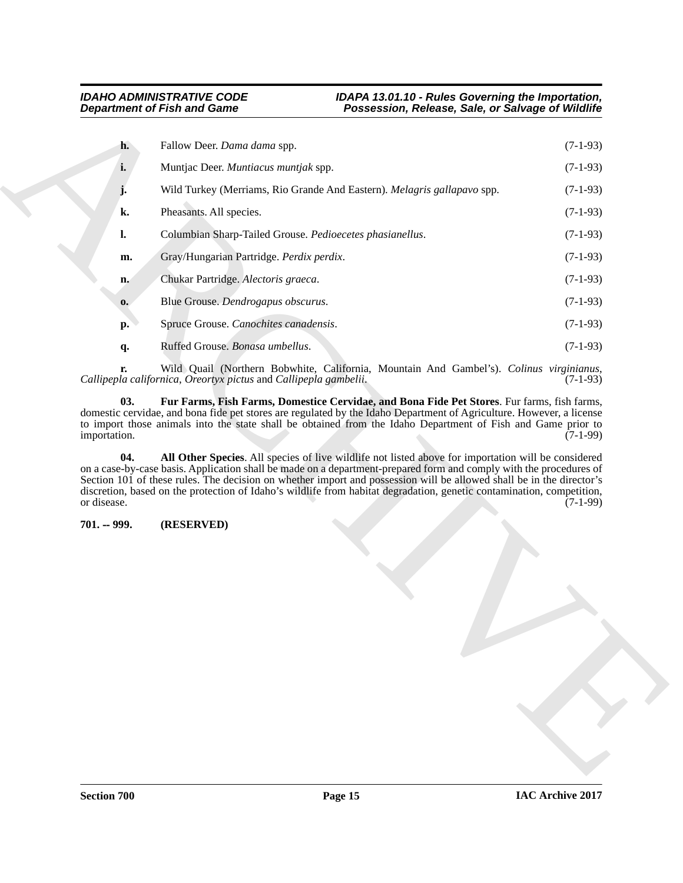**h.** Fallow Deer. *Dama dama* spp. (7-1-93)

**i.** Muntjac Deer. *Muntiacus muntjak* spp. (7-1-93)

**j.** Wild Turkey (Merriams, Rio Grande And Eastern). *Melagris gallapavo* spp. (7-1-93)

**k.** Pheasants. All species. (7-1-93)

**l.** Columbian Sharp-Tailed Grouse. *Pedioecetes phasianellus*. (7-1-93)

**m.** Gray/Hungarian Partridge. *Perdix perdix*. (7-1-93)

**n.** Chukar Partridge. *Alectoris graeca*. (7-1-93)

**o.** Blue Grouse. *Dendrogapus obscurus*. (7-1-93)

**p.** Spruce Grouse. *Canochites canadensis*. (7-1-93)

**q.** Ruffed Grouse. *Bonasa umbellus*. (7-1-93)

**r.** Wild Quail (Northern Bobwhite, California, Mountain And Gambel's). *Colinus virginianus, Callipepla californica, Oreortyx pictus* and *Callipepla gambelii*. (7-1-93)

**03. Fur Farms, Fish Farms, Domestice Cervidae, and Bona Fide Pet Stores**. Fur farms, fish farms, domestic cervidae, and bona fide pet stores are regulated by the Idaho Department of Agriculture. However, a license to import those animals into the state shall be obtained from the Idaho Department of Fish and Game prior to importation. (7-1-99)

**04. All Other Species**. All species of live wildlife not listed above for importation will be considered on a case-by-case basis. Application shall be made on a department-prepared form and comply with the procedures of Section 101 of these rules. The decision on whether import and possession will be allowed shall be in the director's discretion, based on the protection of Idaho's wildlife from habitat degradation, genetic contamination, competition, or disease. (7-1-99)

**701. -- 999. (RESERVED)**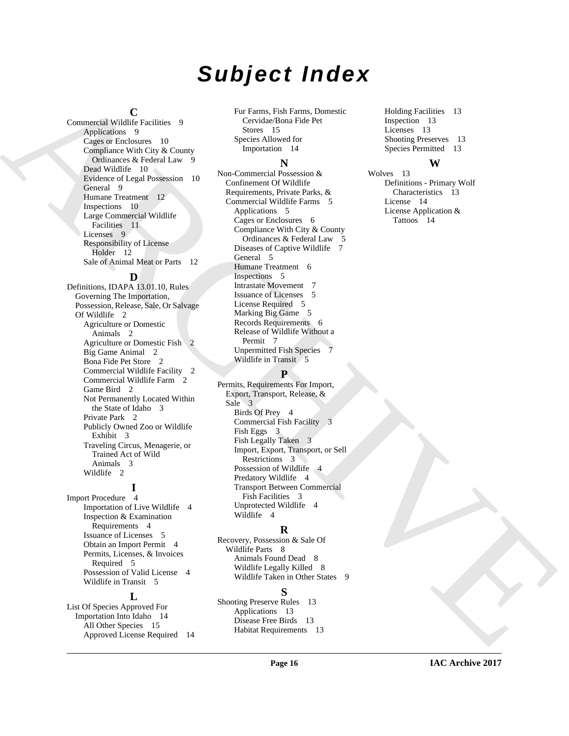# Subject Index

## C

Commercial Wildlife Facilities 9
- Applications 9
- Cages or Enclosures 10
- Compliance With City & County Ordinances & Federal Law 9
- Dead Wildlife 10
- Evidence of Legal Possession 10
- General 9
- Humane Treatment 12
- Inspections 10
- Large Commercial Wildlife Facilities 11
- Licenses 9
- Responsibility of License Holder 12
- Sale of Animal Meat or Parts 12

## D

Definitions, IDAPA 13.01.10, Rules Governing The Importation, Possession, Release, Sale, Or Salvage Of Wildlife 2
- Agriculture or Domestic Animals 2
- Agriculture or Domestic Fish 2
- Big Game Animal 2
- Bona Fide Pet Store 2
- Commercial Wildlife Facility 2
- Commercial Wildlife Farm 2
- Game Bird 2
- Not Permanently Located Within the State of Idaho 3
- Private Park 2
- Publicly Owned Zoo or Wildlife Exhibit 3
- Traveling Circus, Menagerie, or Trained Act of Wild Animals 3
- Wildlife 2

## I

Import Procedure 4
- Importation of Live Wildlife 4
- Inspection & Examination Requirements 4
- Issuance of Licenses 5
- Obtain an Import Permit 4
- Permits, Licenses, & Invoices Required 5
- Possession of Valid License 4
- Wildlife in Transit 5

## L

List Of Species Approved For Importation Into Idaho 14
- All Other Species 15
- Approved License Required 14
- Fur Farms, Fish Farms, Domestic Cervidae/Bona Fide Pet Stores 15
- Species Allowed for Importation 14

## N

Non-Commercial Possession & Confinement Of Wildlife Requirements, Private Parks, & Commercial Wildlife Farms 5
- Applications 5
- Cages or Enclosures 6
- Compliance With City & County Ordinances & Federal Law 5
- Diseases of Captive Wildlife 7
- General 5
- Humane Treatment 6
- Inspections 5
- Intrastate Movement 7
- Issuance of Licenses 5
- License Required 5
- Marking Big Game 5
- Records Requirements 6
- Release of Wildlife Without a Permit 7
- Unpermitted Fish Species 7
- Wildlife in Transit 5

## P

Permits, Requirements For Import, Export, Transport, Release, & Sale 3
- Birds Of Prey 4
- Commercial Fish Facility 3
- Fish Eggs 3
- Fish Legally Taken 3
- Import, Export, Transport, or Sell Restrictions 3
- Possession of Wildlife 4
- Predatory Wildlife 4
- Transport Between Commercial Fish Facilities 3
- Unprotected Wildlife 4
- Wildlife 4

## R

Recovery, Possession & Sale Of Wildlife Parts 8
- Animals Found Dead 8
- Wildlife Legally Killed 8
- Wildlife Taken in Other States 9

## S

Shooting Preserve Rules 13
- Applications 13
- Disease Free Birds 13
- Habitat Requirements 13
- Holding Facilities 13
- Inspection 13
- Licenses 13
- Shooting Preserves 13
- Species Permitted 13

## W

Wolves 13
- Definitions - Primary Wolf Characteristics 13
- License 14
- License Application & Tattoos 14